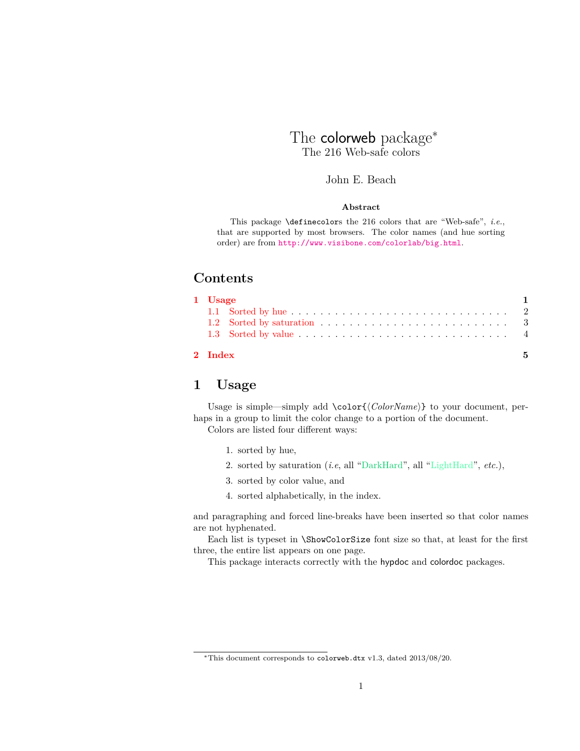# The colorweb package*

The 216 Web-safe colors

John E. Beach

**Abstract**

This package `\definecolor`s the 216 colors that are "Web-safe", *i.e.*, that are supported by most browsers. The color names (and hue sorting order) are from `http://www.visibone.com/colorlab/big.html`.

## Contents

- **1 Usage** — **1**
  - 1.1 Sorted by hue — 2
  - 1.2 Sorted by saturation — 3
  - 1.3 Sorted by value — 4
- **2 Index** — **5**

## 1 Usage

Usage is simple—simply add `\color{`⟨*ColorName*⟩`}` to your document, perhaps in a group to limit the color change to a portion of the document.

Colors are listed four different ways:

1. sorted by hue,
2. sorted by saturation (*i.e*, all "DarkHard", all "LightHard", *etc.*),
3. sorted by color value, and
4. sorted alphabetically, in the index.

and paragraphing and forced line-breaks have been inserted so that color names are not hyphenated.

Each list is typeset in `\ShowColorSize` font size so that, at least for the first three, the entire list appears on one page.

This package interacts correctly with the hypdoc and colordoc packages.

*This document corresponds to `colorweb.dtx` v1.3, dated 2013/08/20.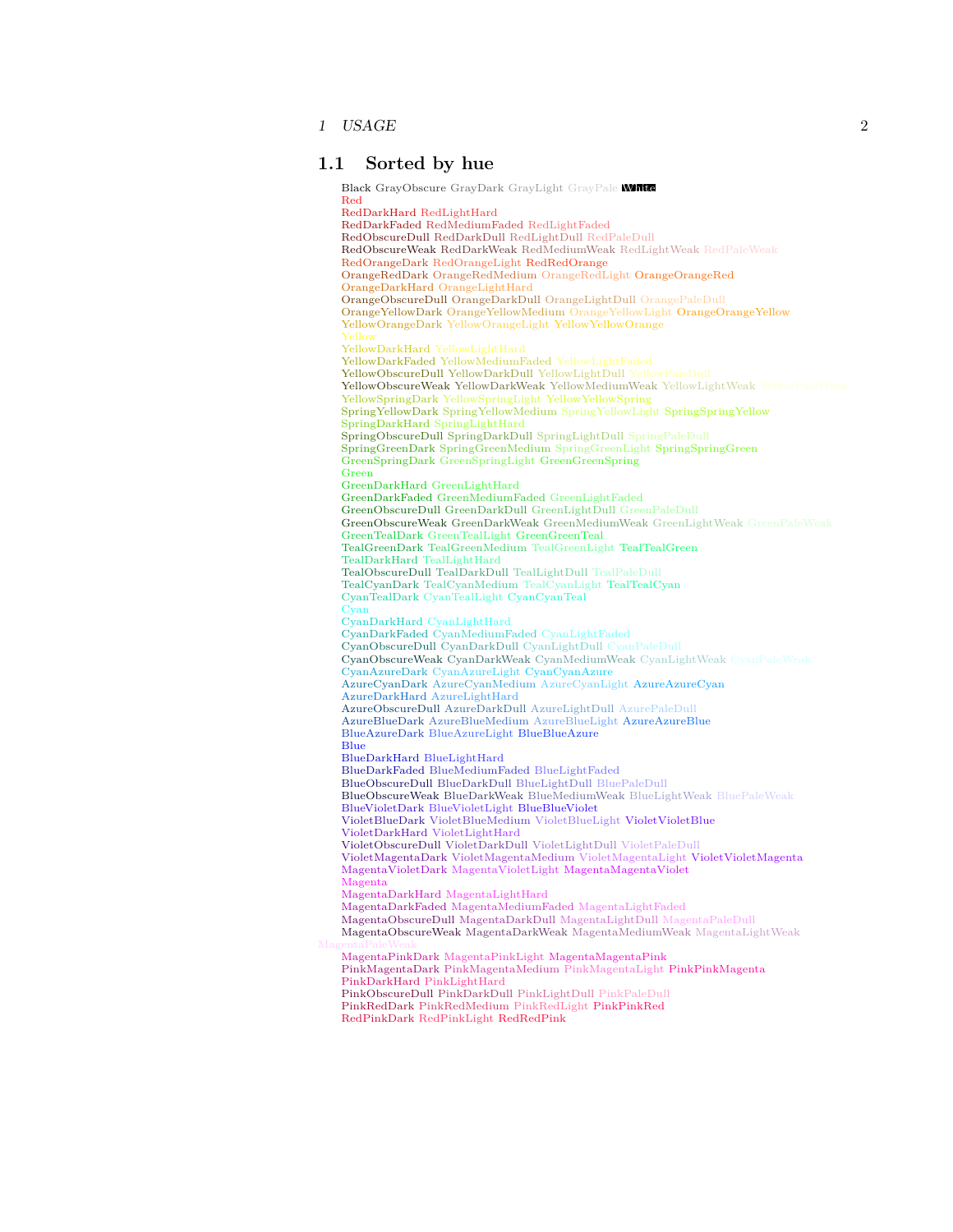## 1.1 Sorted by hue

Black GrayObscure GrayDark GrayLight GrayPale White
Red
RedDarkHard RedLightHard
RedDarkFaded RedMediumFaded RedLightFaded
RedObscureDull RedDarkDull RedLightDull RedPaleDull
RedObscureWeak RedDarkWeak RedMediumWeak RedLightWeak RedPaleWeak
RedOrangeDark RedOrangeLight RedRedOrange
OrangeRedDark OrangeRedMedium OrangeRedLight OrangeOrangeRed
OrangeDarkHard OrangeLightHard
OrangeObscureDull OrangeDarkDull OrangeLightDull OrangePaleDull
OrangeYellowDark OrangeYellowMedium OrangeYellowLight OrangeOrangeYellow
YellowOrangeDark YellowOrangeLight YellowYellowOrange
Yellow
YellowDarkHard YellowLightHard
YellowDarkFaded YellowMediumFaded YellowLightFaded
YellowObscureDull YellowDarkDull YellowLightDull YellowPaleDull
YellowObscureWeak YellowDarkWeak YellowMediumWeak YellowLightWeak YellowPaleWeak
YellowSpringDark YellowSpringLight YellowYellowSpring
SpringYellowDark SpringYellowMedium SpringYellowLight SpringSpringYellow
SpringDarkHard SpringLightHard
SpringObscureDull SpringDarkDull SpringLightDull SpringPaleDull
SpringGreenDark SpringGreenMedium SpringGreenLight SpringSpringGreen
GreenSpringDark GreenSpringLight GreenGreenSpring
Green
GreenDarkHard GreenLightHard
GreenDarkFaded GreenMediumFaded GreenLightFaded
GreenObscureDull GreenDarkDull GreenLightDull GreenPaleDull
GreenObscureWeak GreenDarkWeak GreenMediumWeak GreenLightWeak GreenPaleWeak
GreenTealDark GreenTealLight GreenGreenTeal
TealGreenDark TealGreenMedium TealGreenLight TealTealGreen
TealDarkHard TealLightHard
TealObscureDull TealDarkDull TealLightDull TealPaleDull
TealCyanDark TealCyanMedium TealCyanLight TealTealCyan
CyanTealDark CyanTealLight CyanCyanTeal
Cyan
CyanDarkHard CyanLightHard
CyanDarkFaded CyanMediumFaded CyanLightFaded
CyanObscureDull CyanDarkDull CyanLightDull CyanPaleDull
CyanObscureWeak CyanDarkWeak CyanMediumWeak CyanLightWeak CyanPaleWeak
CyanAzureDark CyanAzureLight CyanCyanAzure
AzureCyanDark AzureCyanMedium AzureCyanLight AzureAzureCyan
AzureDarkHard AzureLightHard
AzureObscureDull AzureDarkDull AzureLightDull AzurePaleDull
AzureBlueDark AzureBlueMedium AzureBlueLight AzureAzureBlue
BlueAzureDark BlueAzureLight BlueBlueAzure
Blue
BlueDarkHard BlueLightHard
BlueDarkFaded BlueMediumFaded BlueLightFaded
BlueObscureDull BlueDarkDull BlueLightDull BluePaleDull
BlueObscureWeak BlueDarkWeak BlueMediumWeak BlueLightWeak BluePaleWeak
BlueVioletDark BlueVioletLight BlueBlueViolet
VioletBlueDark VioletBlueMedium VioletBlueLight VioletVioletBlue
VioletDarkHard VioletLightHard
VioletObscureDull VioletDarkDull VioletLightDull VioletPaleDull
VioletMagentaDark VioletMagentaMedium VioletMagentaLight VioletVioletMagenta
MagentaVioletDark MagentaVioletLight MagentaMagentaViolet
Magenta
MagentaDarkHard MagentaLightHard
MagentaDarkFaded MagentaMediumFaded MagentaLightFaded
MagentaObscureDull MagentaDarkDull MagentaLightDull MagentaPaleDull
MagentaObscureWeak MagentaDarkWeak MagentaMediumWeak MagentaLightWeak MagentaPaleWeak
MagentaPinkDark MagentaPinkLight MagentaMagentaPink
PinkMagentaDark PinkMagentaMedium PinkMagentaLight PinkPinkMagenta
PinkDarkHard PinkLightHard
PinkObscureDull PinkDarkDull PinkLightDull PinkPaleDull
PinkRedDark PinkRedMedium PinkRedLight PinkPinkRed
RedPinkDark RedPinkLight RedRedPink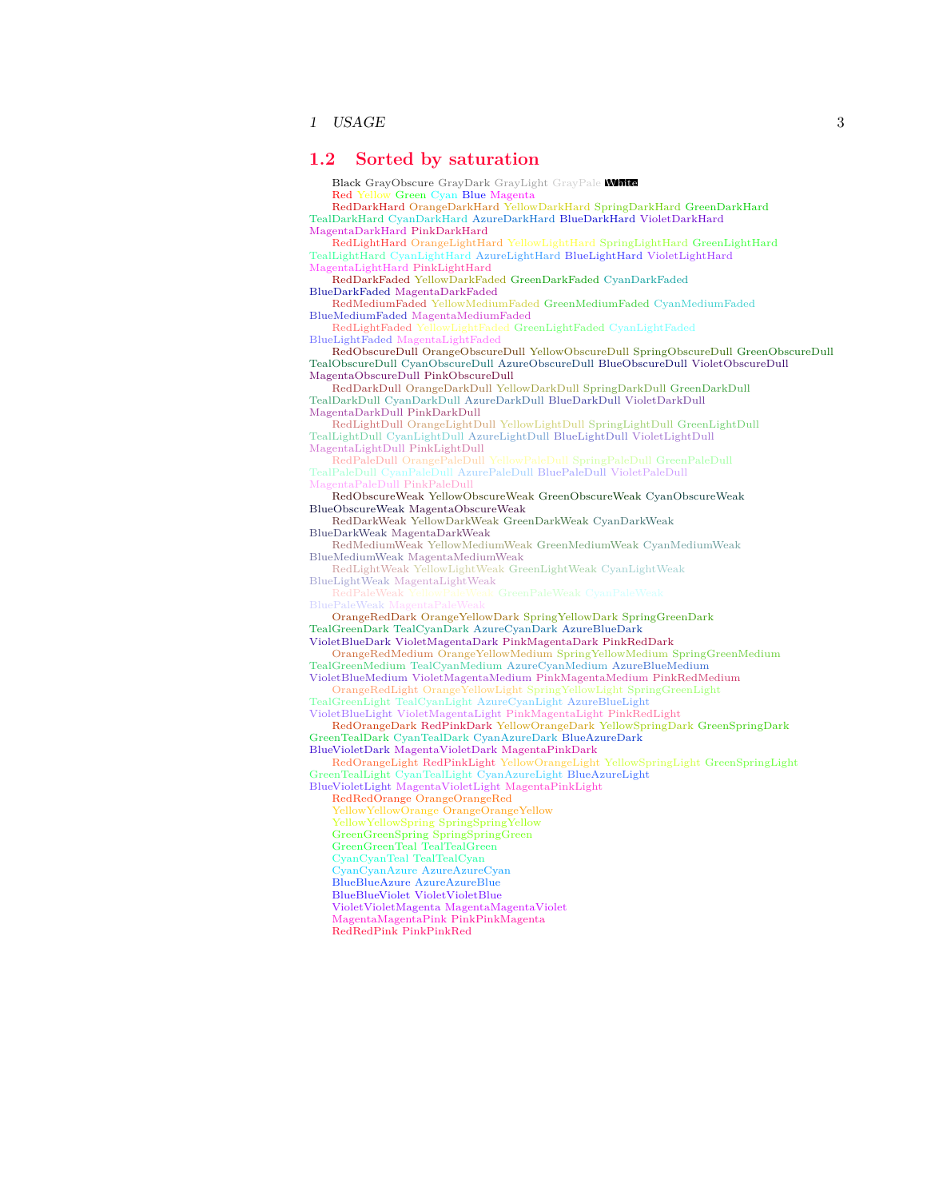## 1.2 Sorted by saturation

Black GrayObscure GrayDark GrayLight GrayPale White
Red Yellow Green Cyan Blue Magenta
RedDarkHard OrangeDarkHard YellowDarkHard SpringDarkHard GreenDarkHard TealDarkHard CyanDarkHard AzureDarkHard BlueDarkHard VioletDarkHard MagentaDarkHard PinkDarkHard
RedLightHard OrangeLightHard YellowLightHard SpringLightHard GreenLightHard TealLightHard CyanLightHard AzureLightHard BlueLightHard VioletLightHard MagentaLightHard PinkLightHard
RedDarkFaded YellowDarkFaded GreenDarkFaded CyanDarkFaded BlueDarkFaded MagentaDarkFaded
RedMediumFaded YellowMediumFaded GreenMediumFaded CyanMediumFaded BlueMediumFaded MagentaMediumFaded
RedLightFaded YellowLightFaded GreenLightFaded CyanLightFaded BlueLightFaded MagentaLightFaded
RedObscureDull OrangeObscureDull YellowObscureDull SpringObscureDull GreenObscureDull TealObscureDull CyanObscureDull AzureObscureDull BlueObscureDull VioletObscureDull MagentaObscureDull PinkObscureDull
RedDarkDull OrangeDarkDull YellowDarkDull SpringDarkDull GreenDarkDull TealDarkDull CyanDarkDull AzureDarkDull BlueDarkDull VioletDarkDull MagentaDarkDull PinkDarkDull
RedLightDull OrangeLightDull YellowLightDull SpringLightDull GreenLightDull TealLightDull CyanLightDull AzureLightDull BlueLightDull VioletLightDull MagentaLightDull PinkLightDull
RedPaleDull OrangePaleDull YellowPaleDull SpringPaleDull GreenPaleDull TealPaleDull CyanPaleDull AzurePaleDull BluePaleDull VioletPaleDull MagentaPaleDull PinkPaleDull
RedObscureWeak YellowObscureWeak GreenObscureWeak CyanObscureWeak BlueObscureWeak MagentaObscureWeak
RedDarkWeak YellowDarkWeak GreenDarkWeak CyanDarkWeak BlueDarkWeak MagentaDarkWeak
RedMediumWeak YellowMediumWeak GreenMediumWeak CyanMediumWeak BlueMediumWeak MagentaMediumWeak
RedLightWeak YellowLightWeak GreenLightWeak CyanLightWeak BlueLightWeak MagentaLightWeak
RedPaleWeak YellowPaleWeak GreenPaleWeak CyanPaleWeak BluePaleWeak MagentaPaleWeak
OrangeRedDark OrangeYellowDark SpringYellowDark SpringGreenDark TealGreenDark TealCyanDark AzureCyanDark AzureBlueDark VioletBlueDark VioletMagentaDark PinkMagentaDark PinkRedDark
OrangeRedMedium OrangeYellowMedium SpringYellowMedium SpringGreenMedium TealGreenMedium TealCyanMedium AzureCyanMedium AzureBlueMedium VioletBlueMedium VioletMagentaMedium PinkMagentaMedium PinkRedMedium
OrangeRedLight OrangeYellowLight SpringYellowLight SpringGreenLight TealGreenLight TealCyanLight AzureCyanLight AzureBlueLight VioletBlueLight VioletMagentaLight PinkMagentaLight PinkRedLight
RedOrangeDark RedPinkDark YellowOrangeDark YellowSpringDark GreenSpringDark GreenTealDark CyanTealDark CyanAzureDark BlueAzureDark BlueVioletDark MagentaVioletDark MagentaPinkDark
RedOrangeLight RedPinkLight YellowOrangeLight YellowSpringLight GreenSpringLight GreenTealLight CyanTealLight CyanAzureLight BlueAzureLight BlueVioletLight MagentaVioletLight MagentaPinkLight
RedRedOrange OrangeOrangeRed
YellowYellowOrange OrangeOrangeYellow
YellowYellowSpring SpringSpringYellow
GreenGreenSpring SpringSpringGreen
GreenGreenTeal TealTealGreen
CyanCyanTeal TealTealCyan
CyanCyanAzure AzureAzureCyan
BlueBlueAzure AzureAzureBlue
BlueBlueViolet VioletVioletBlue
VioletVioletMagenta MagentaMagentaViolet
MagentaMagentaPink PinkPinkMagenta
RedRedPink PinkPinkRed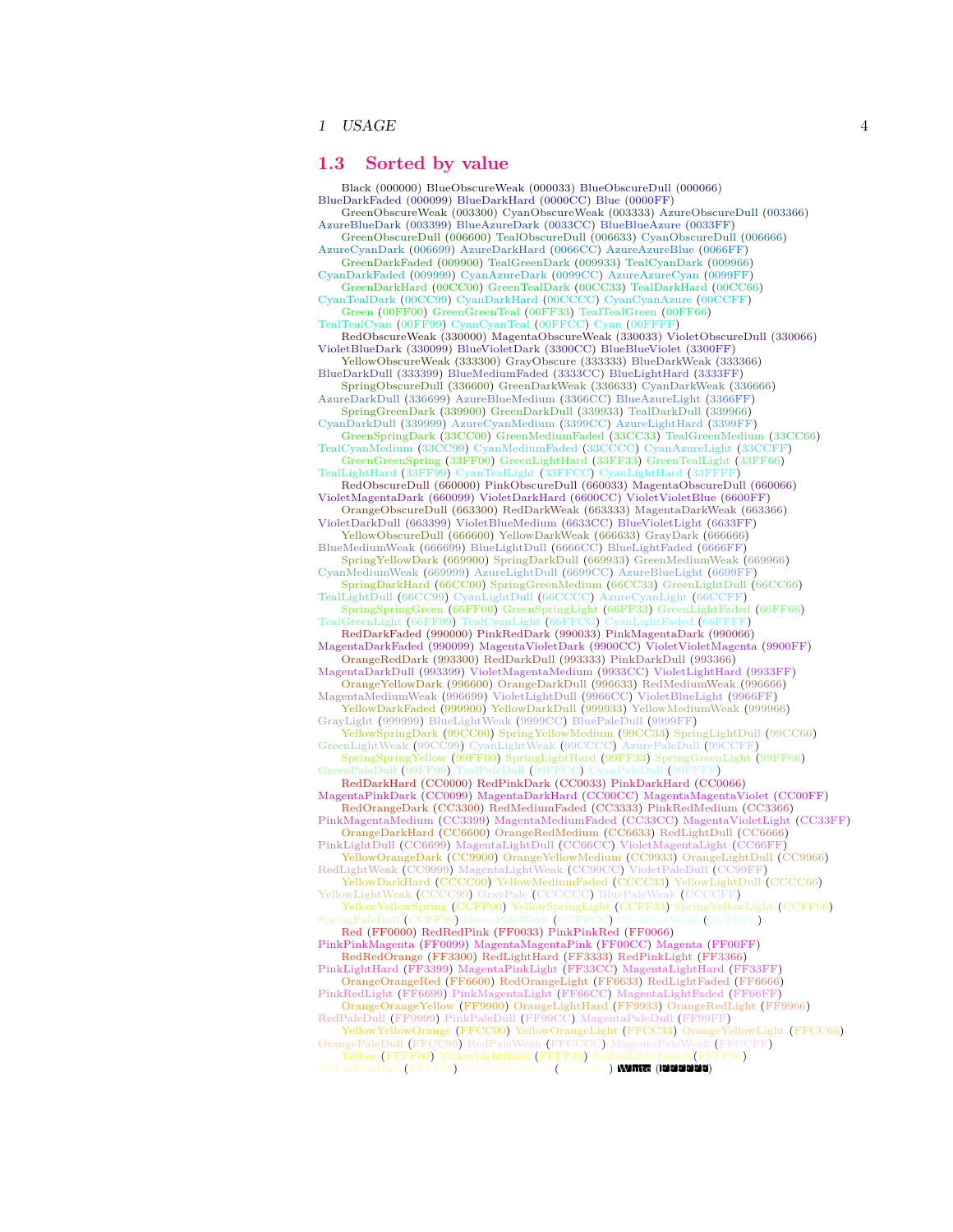## 1.3 Sorted by value

Black (000000) BlueObscureWeak (000033) BlueObscureDull (000066) BlueDarkFaded (000099) BlueDarkHard (0000CC) Blue (0000FF)

GreenObscureWeak (003300) CyanObscureWeak (003333) AzureObscureDull (003366) AzureBlueDark (003399) BlueAzureDark (0033CC) BlueBlueAzure (0033FF)

GreenObscureDull (006600) TealObscureDull (006633) CyanObscureDull (006666) AzureCyanDark (006699) AzureDarkHard (0066CC) AzureAzureBlue (0066FF)

GreenDarkFaded (009900) TealGreenDark (009933) TealCyanDark (009966) CyanDarkFaded (009999) CyanAzureDark (0099CC) AzureAzureCyan (0099FF)

GreenDarkHard (00CC00) GreenTealDark (00CC33) TealDarkHard (00CC66) CyanTealDark (00CC99) CyanDarkHard (00CCCC) CyanCyanAzure (00CCFF)

Green (00FF00) GreenGreenTeal (00FF33) TealTealGreen (00FF66) TealTealCyan (00FF99) CyanCyanTeal (00FFCC) Cyan (00FFFF)

RedObscureWeak (330000) MagentaObscureWeak (330033) VioletObscureDull (330066) VioletBlueDark (330099) BlueVioletDark (3300CC) BlueBlueViolet (3300FF)

YellowObscureWeak (333300) GrayObscure (333333) BlueDarkWeak (333366) BlueDarkDull (333399) BlueMediumFaded (3333CC) BlueLightHard (3333FF)

SpringObscureDull (336600) GreenDarkWeak (336633) CyanDarkWeak (336666) AzureDarkDull (336699) AzureBlueMedium (3366CC) BlueAzureLight (3366FF)

SpringGreenDark (339900) GreenDarkDull (339933) TealDarkDull (339966) CyanDarkDull (339999) AzureCyanMedium (3399CC) AzureLightHard (3399FF)

GreenSpringDark (33CC00) GreenMediumFaded (33CC33) TealGreenMedium (33CC66) TealCyanMedium (33CC99) CyanMediumFaded (33CCCC) CyanAzureLight (33CCFF)

GreenGreenSpring (33FF00) GreenLightHard (33FF33) GreenTealLight (33FF66) TealLightHard (33FF99) CyanTealLight (33FFCC) CyanLightHard (33FFFF)

RedObscureDull (660000) PinkObscureDull (660033) MagentaObscureDull (660066) VioletMagentaDark (660099) VioletDarkHard (6600CC) VioletVioletBlue (6600FF)

OrangeObscureDull (663300) RedDarkWeak (663333) MagentaDarkWeak (663366) VioletDarkDull (663399) VioletBlueMedium (6633CC) BlueVioletLight (6633FF)

YellowObscureDull (666600) YellowDarkWeak (666633) GrayDark (666666) BlueMediumWeak (666699) BlueLightDull (6666CC) BlueLightFaded (6666FF)

SpringYellowDark (669900) SpringDarkDull (669933) GreenMediumWeak (669966) CyanMediumWeak (669999) AzureLightDull (6699CC) AzureBlueLight (6699FF)

SpringDarkHard (66CC00) SpringGreenMedium (66CC33) GreenLightDull (66CC66) TealLightDull (66CC99) CyanLightDull (66CCCC) AzureCyanLight (66CCFF)

SpringSpringGreen (66FF00) GreenSpringLight (66FF33) GreenLightFaded (66FF66) TealGreenLight (66FF99) TealCyanLight (66FFCC) CyanLightFaded (66FFFF)

RedDarkFaded (990000) PinkRedDark (990033) PinkMagentaDark (990066) MagentaDarkFaded (990099) MagentaVioletDark (9900CC) VioletVioletMagenta (9900FF)

OrangeRedDark (993300) RedDarkDull (993333) PinkDarkDull (993366) MagentaDarkDull (993399) VioletMagentaMedium (9933CC) VioletLightHard (9933FF)

OrangeYellowDark (996600) OrangeDarkDull (996633) RedMediumWeak (996666) MagentaMediumWeak (996699) VioletLightDull (9966CC) VioletBlueLight (9966FF)

YellowDarkFaded (999900) YellowDarkDull (999933) YellowMediumWeak (999966) GrayLight (999999) BlueLightWeak (9999CC) BluePaleDull (9999FF)

YellowSpringDark (99CC00) SpringYellowMedium (99CC33) SpringLightDull (99CC66) GreenLightWeak (99CC99) CyanLightWeak (99CCCC) AzurePaleDull (99CCFF)

SpringSpringYellow (99FF00) SpringLightHard (99FF33) SpringGreenLight (99FF66) GreenPaleDull (99FF99) TealPaleDull (99FFCC) CyanPaleDull (99FFFF)

RedDarkHard (CC0000) RedPinkDark (CC0033) PinkDarkHard (CC0066) MagentaPinkDark (CC0099) MagentaDarkHard (CC00CC) MagentaMagentaViolet (CC00FF)

RedOrangeDark (CC3300) RedMediumFaded (CC3333) PinkRedMedium (CC3366) PinkMagentaMedium (CC3399) MagentaMediumFaded (CC33CC) MagentaVioletLight (CC33FF)

OrangeDarkHard (CC6600) OrangeRedMedium (CC6633) RedLightDull (CC6666) PinkLightDull (CC6699) MagentaLightDull (CC66CC) VioletMagentaLight (CC66FF)

YellowOrangeDark (CC9900) OrangeYellowMedium (CC9933) OrangeLightDull (CC9966) RedLightWeak (CC9999) MagentaLightWeak (CC99CC) VioletPaleDull (CC99FF)

YellowDarkHard (CCCC00) YellowMediumFaded (CCCC33) YellowLightDull (CCCC66) YellowLightWeak (CCCC99) GrayPale (CCCCCC) BluePaleWeak (CCCCFF)

YellowYellowSpring (CCFF00) YellowSpringLight (CCFF33) SpringYellowLight (CCFF66) SpringPaleDull (CCFF99) GreenPaleWeak (CCFFCC) CyanPaleWeak (CCFFFF)

Red (FF0000) RedRedPink (FF0033) PinkPinkRed (FF0066) PinkPinkMagenta (FF0099) MagentaMagentaPink (FF00CC) Magenta (FF00FF)

RedRedOrange (FF3300) RedLightHard (FF3333) RedPinkLight (FF3366) PinkLightHard (FF3399) MagentaPinkLight (FF33CC) MagentaLightHard (FF33FF)

OrangeOrangeRed (FF6600) RedOrangeLight (FF6633) RedLightFaded (FF6666) PinkRedLight (FF6699) PinkMagentaLight (FF66CC) MagentaLightFaded (FF66FF)

OrangeOrangeYellow (FF9900) OrangeLightHard (FF9933) OrangeRedLight (FF9966) RedPaleDull (FF9999) PinkPaleDull (FF99CC) MagentaPaleDull (FF99FF)

YellowYellowOrange (FFCC00) YellowOrangeLight (FFCC33) OrangeYellowLight (FFCC66) OrangePaleDull (FFCC99) RedPaleWeak (FFCCCC) MagentaPaleWeak (FFCCFF)

Yellow (FFFF00) YellowLightHard (FFFF33) YellowLightFaded (FFFF66) YellowPaleDull (FFFF99) YellowPaleWeak (FFFFCC) White (FFFFFF)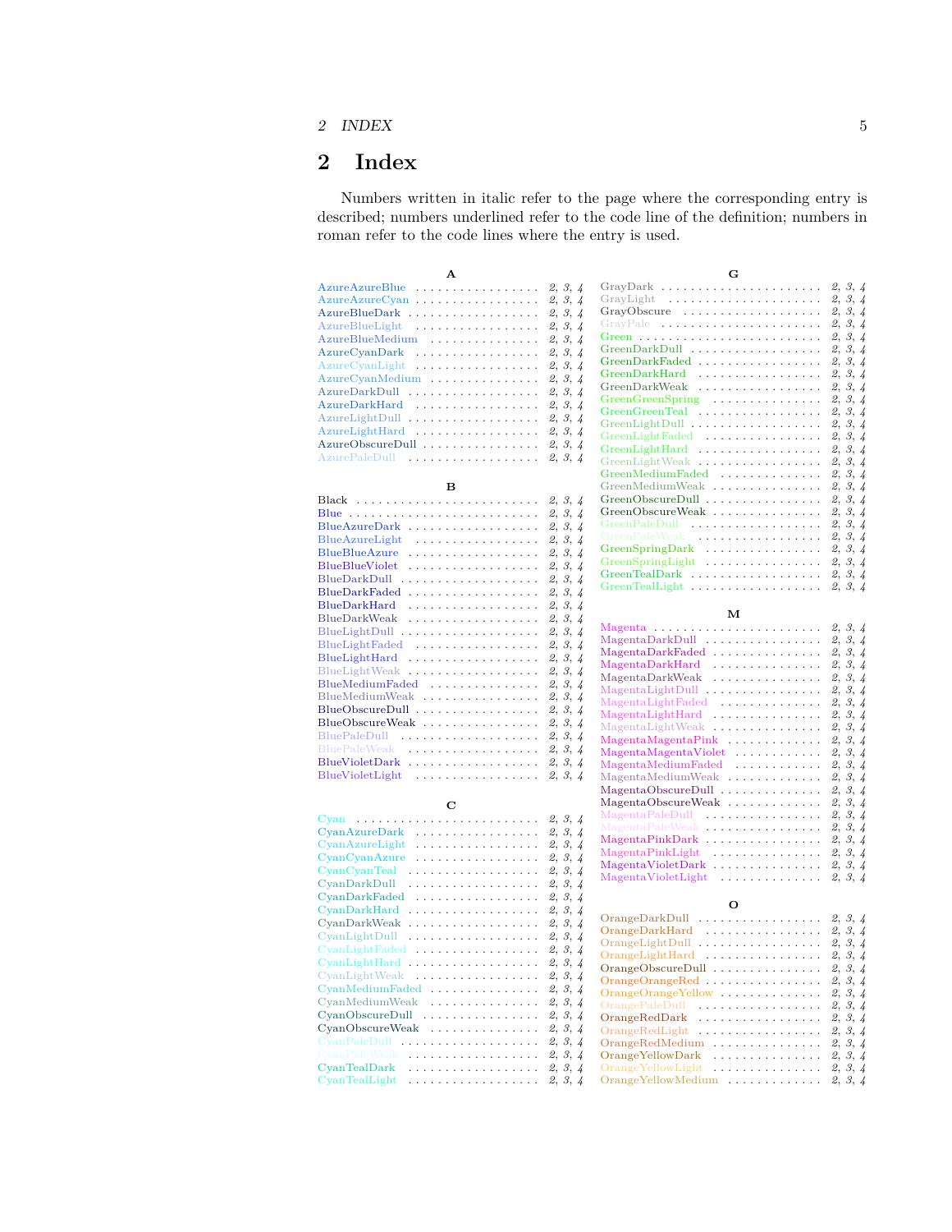## 2 Index

Numbers written in italic refer to the page where the corresponding entry is described; numbers underlined refer to the code line of the definition; numbers in roman refer to the code lines where the entry is used.

**A**

AzureAzureBlue . . . . . . . . . . . . . . . . . *2, 3, 4*
AzureAzureCyan . . . . . . . . . . . . . . . . *2, 3, 4*
AzureBlueDark . . . . . . . . . . . . . . . . . *2, 3, 4*
AzureBlueLight . . . . . . . . . . . . . . . . . *2, 3, 4*
AzureBlueMedium . . . . . . . . . . . . . . . *2, 3, 4*
AzureCyanDark . . . . . . . . . . . . . . . . . *2, 3, 4*
AzureCyanLight . . . . . . . . . . . . . . . . . *2, 3, 4*
AzureCyanMedium . . . . . . . . . . . . . . . *2, 3, 4*
AzureDarkDull . . . . . . . . . . . . . . . . . *2, 3, 4*
AzureDarkHard . . . . . . . . . . . . . . . . . *2, 3, 4*
AzureLightDull . . . . . . . . . . . . . . . . . *2, 3, 4*
AzureLightHard . . . . . . . . . . . . . . . . . *2, 3, 4*
AzureObscureDull . . . . . . . . . . . . . . . *2, 3, 4*
AzurePaleDull . . . . . . . . . . . . . . . . . *2, 3, 4*

**B**

Black . . . . . . . . . . . . . . . . . . . . . . . *2, 3, 4*
Blue . . . . . . . . . . . . . . . . . . . . . . . . *2, 3, 4*
BlueAzureDark . . . . . . . . . . . . . . . . . *2, 3, 4*
BlueAzureLight . . . . . . . . . . . . . . . . . *2, 3, 4*
BlueBlueAzure . . . . . . . . . . . . . . . . . *2, 3, 4*
BlueBlueViolet . . . . . . . . . . . . . . . . . *2, 3, 4*
BlueDarkDull . . . . . . . . . . . . . . . . . . *2, 3, 4*
BlueDarkFaded . . . . . . . . . . . . . . . . . *2, 3, 4*
BlueDarkHard . . . . . . . . . . . . . . . . . *2, 3, 4*
BlueDarkWeak . . . . . . . . . . . . . . . . . *2, 3, 4*
BlueLightDull . . . . . . . . . . . . . . . . . . *2, 3, 4*
BlueLightFaded . . . . . . . . . . . . . . . . . *2, 3, 4*
BlueLightHard . . . . . . . . . . . . . . . . . *2, 3, 4*
BlueLightWeak . . . . . . . . . . . . . . . . . *2, 3, 4*
BlueMediumFaded . . . . . . . . . . . . . . . *2, 3, 4*
BlueMediumWeak . . . . . . . . . . . . . . . *2, 3, 4*
BlueObscureDull . . . . . . . . . . . . . . . . *2, 3, 4*
BlueObscureWeak . . . . . . . . . . . . . . . *2, 3, 4*
BluePaleDull . . . . . . . . . . . . . . . . . . *2, 3, 4*
BluePaleWeak . . . . . . . . . . . . . . . . . *2, 3, 4*
BlueVioletDark . . . . . . . . . . . . . . . . . *2, 3, 4*
BlueVioletLight . . . . . . . . . . . . . . . . . *2, 3, 4*

**C**

Cyan . . . . . . . . . . . . . . . . . . . . . . . . *2, 3, 4*
CyanAzureDark . . . . . . . . . . . . . . . . . *2, 3, 4*
CyanAzureLight . . . . . . . . . . . . . . . . . *2, 3, 4*
CyanCyanAzure . . . . . . . . . . . . . . . . . *2, 3, 4*
CyanCyanTeal . . . . . . . . . . . . . . . . . *2, 3, 4*
CyanDarkDull . . . . . . . . . . . . . . . . . *2, 3, 4*
CyanDarkFaded . . . . . . . . . . . . . . . . . *2, 3, 4*
CyanDarkHard . . . . . . . . . . . . . . . . . *2, 3, 4*
CyanDarkWeak . . . . . . . . . . . . . . . . . *2, 3, 4*
CyanLightDull . . . . . . . . . . . . . . . . . *2, 3, 4*
CyanLightFaded . . . . . . . . . . . . . . . . *2, 3, 4*
CyanLightHard . . . . . . . . . . . . . . . . . *2, 3, 4*
CyanLightWeak . . . . . . . . . . . . . . . . . *2, 3, 4*
CyanMediumFaded . . . . . . . . . . . . . . . *2, 3, 4*
CyanMediumWeak . . . . . . . . . . . . . . . *2, 3, 4*
CyanObscureDull . . . . . . . . . . . . . . . . *2, 3, 4*
CyanObscureWeak . . . . . . . . . . . . . . . *2, 3, 4*
CyanPaleDull . . . . . . . . . . . . . . . . . *2, 3, 4*
CyanPaleWeak . . . . . . . . . . . . . . . . . *2, 3, 4*
CyanTealDark . . . . . . . . . . . . . . . . . *2, 3, 4*
CyanTealLight . . . . . . . . . . . . . . . . . *2, 3, 4*

**G**

GrayDark . . . . . . . . . . . . . . . . . . . . . *2, 3, 4*
GrayLight . . . . . . . . . . . . . . . . . . . . *2, 3, 4*
GrayObscure . . . . . . . . . . . . . . . . . . *2, 3, 4*
GrayPale . . . . . . . . . . . . . . . . . . . . . *2, 3, 4*
Green . . . . . . . . . . . . . . . . . . . . . . . *2, 3, 4*
GreenDarkDull . . . . . . . . . . . . . . . . . *2, 3, 4*
GreenDarkFaded . . . . . . . . . . . . . . . . *2, 3, 4*
GreenDarkHard . . . . . . . . . . . . . . . . . *2, 3, 4*
GreenDarkWeak . . . . . . . . . . . . . . . . *2, 3, 4*
GreenGreenSpring . . . . . . . . . . . . . . . *2, 3, 4*
GreenGreenTeal . . . . . . . . . . . . . . . . *2, 3, 4*
GreenLightDull . . . . . . . . . . . . . . . . . *2, 3, 4*
GreenLightFaded . . . . . . . . . . . . . . . *2, 3, 4*
GreenLightHard . . . . . . . . . . . . . . . . *2, 3, 4*
GreenLightWeak . . . . . . . . . . . . . . . . *2, 3, 4*
GreenMediumFaded . . . . . . . . . . . . . . *2, 3, 4*
GreenMediumWeak . . . . . . . . . . . . . . *2, 3, 4*
GreenObscureDull . . . . . . . . . . . . . . . *2, 3, 4*
GreenObscureWeak . . . . . . . . . . . . . . *2, 3, 4*
GreenPaleDull . . . . . . . . . . . . . . . . . *2, 3, 4*
GreenPaleWeak . . . . . . . . . . . . . . . . *2, 3, 4*
GreenSpringDark . . . . . . . . . . . . . . . *2, 3, 4*
GreenSpringLight . . . . . . . . . . . . . . . *2, 3, 4*
GreenTealDark . . . . . . . . . . . . . . . . . *2, 3, 4*
GreenTealLight . . . . . . . . . . . . . . . . . *2, 3, 4*

**M**

Magenta . . . . . . . . . . . . . . . . . . . . . *2, 3, 4*
MagentaDarkDull . . . . . . . . . . . . . . . *2, 3, 4*
MagentaDarkFaded . . . . . . . . . . . . . . *2, 3, 4*
MagentaDarkHard . . . . . . . . . . . . . . . *2, 3, 4*
MagentaDarkWeak . . . . . . . . . . . . . . . *2, 3, 4*
MagentaLightDull . . . . . . . . . . . . . . . *2, 3, 4*
MagentaLightFaded . . . . . . . . . . . . . . *2, 3, 4*
MagentaLightHard . . . . . . . . . . . . . . . *2, 3, 4*
MagentaLightWeak . . . . . . . . . . . . . . *2, 3, 4*
MagentaMagentaPink . . . . . . . . . . . . . *2, 3, 4*
MagentaMagentaViolet . . . . . . . . . . . . *2, 3, 4*
MagentaMediumFaded . . . . . . . . . . . . *2, 3, 4*
MagentaMediumWeak . . . . . . . . . . . . . *2, 3, 4*
MagentaObscureDull . . . . . . . . . . . . . *2, 3, 4*
MagentaObscureWeak . . . . . . . . . . . . . *2, 3, 4*
MagentaPaleDull . . . . . . . . . . . . . . . *2, 3, 4*
MagentaPaleWeak . . . . . . . . . . . . . . . *2, 3, 4*
MagentaPinkDark . . . . . . . . . . . . . . . *2, 3, 4*
MagentaPinkLight . . . . . . . . . . . . . . . *2, 3, 4*
MagentaVioletDark . . . . . . . . . . . . . . *2, 3, 4*
MagentaVioletLight . . . . . . . . . . . . . . *2, 3, 4*

**O**

OrangeDarkDull . . . . . . . . . . . . . . . . *2, 3, 4*
OrangeDarkHard . . . . . . . . . . . . . . . . *2, 3, 4*
OrangeLightDull . . . . . . . . . . . . . . . . *2, 3, 4*
OrangeLightHard . . . . . . . . . . . . . . . . *2, 3, 4*
OrangeObscureDull . . . . . . . . . . . . . . *2, 3, 4*
OrangeOrangeRed . . . . . . . . . . . . . . . *2, 3, 4*
OrangeOrangeYellow . . . . . . . . . . . . . *2, 3, 4*
OrangePaleDull . . . . . . . . . . . . . . . . *2, 3, 4*
OrangeRedDark . . . . . . . . . . . . . . . . *2, 3, 4*
OrangeRedLight . . . . . . . . . . . . . . . . *2, 3, 4*
OrangeRedMedium . . . . . . . . . . . . . . . *2, 3, 4*
OrangeYellowDark . . . . . . . . . . . . . . . *2, 3, 4*
OrangeYellowLight . . . . . . . . . . . . . . . *2, 3, 4*
OrangeYellowMedium . . . . . . . . . . . . . *2, 3, 4*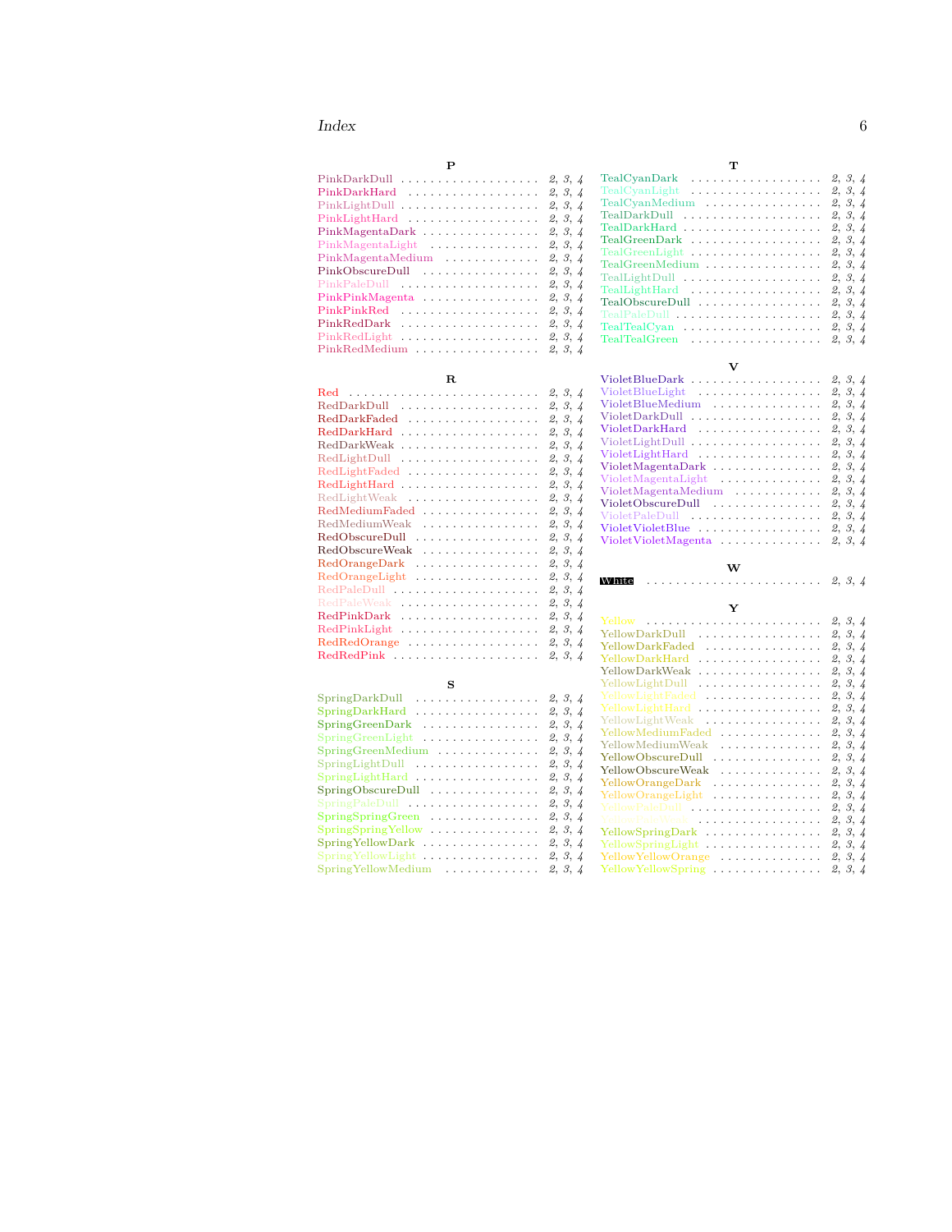# Index

**P**

PinkDarkDull . . . . . . . . . . . . . . . . . . . *2, 3, 4*
PinkDarkHard . . . . . . . . . . . . . . . . . . *2, 3, 4*
PinkLightDull . . . . . . . . . . . . . . . . . . *2, 3, 4*
PinkLightHard . . . . . . . . . . . . . . . . . *2, 3, 4*
PinkMagentaDark . . . . . . . . . . . . . . . . *2, 3, 4*
PinkMagentaLight . . . . . . . . . . . . . . . *2, 3, 4*
PinkMagentaMedium . . . . . . . . . . . . . *2, 3, 4*
PinkObscureDull . . . . . . . . . . . . . . . . *2, 3, 4*
PinkPaleDull . . . . . . . . . . . . . . . . . . *2, 3, 4*
PinkPinkMagenta . . . . . . . . . . . . . . . . *2, 3, 4*
PinkPinkRed . . . . . . . . . . . . . . . . . . *2, 3, 4*
PinkRedDark . . . . . . . . . . . . . . . . . . *2, 3, 4*
PinkRedLight . . . . . . . . . . . . . . . . . . *2, 3, 4*
PinkRedMedium . . . . . . . . . . . . . . . . . *2, 3, 4*

**R**

Red . . . . . . . . . . . . . . . . . . . . . . . . . *2, 3, 4*
RedDarkDull . . . . . . . . . . . . . . . . . . *2, 3, 4*
RedDarkFaded . . . . . . . . . . . . . . . . . *2, 3, 4*
RedDarkHard . . . . . . . . . . . . . . . . . . *2, 3, 4*
RedDarkWeak . . . . . . . . . . . . . . . . . . *2, 3, 4*
RedLightDull . . . . . . . . . . . . . . . . . . *2, 3, 4*
RedLightFaded . . . . . . . . . . . . . . . . . *2, 3, 4*
RedLightHard . . . . . . . . . . . . . . . . . . *2, 3, 4*
RedLightWeak . . . . . . . . . . . . . . . . . *2, 3, 4*
RedMediumFaded . . . . . . . . . . . . . . . . *2, 3, 4*
RedMediumWeak . . . . . . . . . . . . . . . . *2, 3, 4*
RedObscureDull . . . . . . . . . . . . . . . . . *2, 3, 4*
RedObscureWeak . . . . . . . . . . . . . . . . *2, 3, 4*
RedOrangeDark . . . . . . . . . . . . . . . . . *2, 3, 4*
RedOrangeLight . . . . . . . . . . . . . . . . . *2, 3, 4*
RedPaleDull . . . . . . . . . . . . . . . . . . . *2, 3, 4*
RedPaleWeak . . . . . . . . . . . . . . . . . . *2, 3, 4*
RedPinkDark . . . . . . . . . . . . . . . . . . *2, 3, 4*
RedPinkLight . . . . . . . . . . . . . . . . . . *2, 3, 4*
RedRedOrange . . . . . . . . . . . . . . . . . . *2, 3, 4*
RedRedPink . . . . . . . . . . . . . . . . . . . *2, 3, 4*

**S**

SpringDarkDull . . . . . . . . . . . . . . . . *2, 3, 4*
SpringDarkHard . . . . . . . . . . . . . . . . *2, 3, 4*
SpringGreenDark . . . . . . . . . . . . . . . *2, 3, 4*
SpringGreenLight . . . . . . . . . . . . . . . *2, 3, 4*
SpringGreenMedium . . . . . . . . . . . . . . *2, 3, 4*
SpringLightDull . . . . . . . . . . . . . . . . *2, 3, 4*
SpringLightHard . . . . . . . . . . . . . . . . *2, 3, 4*
SpringObscureDull . . . . . . . . . . . . . . . *2, 3, 4*
SpringPaleDull . . . . . . . . . . . . . . . . . *2, 3, 4*
SpringSpringGreen . . . . . . . . . . . . . . . *2, 3, 4*
SpringSpringYellow . . . . . . . . . . . . . . *2, 3, 4*
SpringYellowDark . . . . . . . . . . . . . . . *2, 3, 4*
SpringYellowLight . . . . . . . . . . . . . . . *2, 3, 4*
SpringYellowMedium . . . . . . . . . . . . . *2, 3, 4*

**T**

TealCyanDark . . . . . . . . . . . . . . . . . . *2, 3, 4*
TealCyanLight . . . . . . . . . . . . . . . . . *2, 3, 4*
TealCyanMedium . . . . . . . . . . . . . . . . *2, 3, 4*
TealDarkDull . . . . . . . . . . . . . . . . . . *2, 3, 4*
TealDarkHard . . . . . . . . . . . . . . . . . . *2, 3, 4*
TealGreenDark . . . . . . . . . . . . . . . . . *2, 3, 4*
TealGreenLight . . . . . . . . . . . . . . . . . *2, 3, 4*
TealGreenMedium . . . . . . . . . . . . . . . . *2, 3, 4*
TealLightDull . . . . . . . . . . . . . . . . . . *2, 3, 4*
TealLightHard . . . . . . . . . . . . . . . . . *2, 3, 4*
TealObscureDull . . . . . . . . . . . . . . . . *2, 3, 4*
TealPaleDull . . . . . . . . . . . . . . . . . . . *2, 3, 4*
TealTealCyan . . . . . . . . . . . . . . . . . . *2, 3, 4*
TealTealGreen . . . . . . . . . . . . . . . . . *2, 3, 4*

**V**

VioletBlueDark . . . . . . . . . . . . . . . . . *2, 3, 4*
VioletBlueLight . . . . . . . . . . . . . . . . *2, 3, 4*
VioletBlueMedium . . . . . . . . . . . . . . . *2, 3, 4*
VioletDarkDull . . . . . . . . . . . . . . . . . *2, 3, 4*
VioletDarkHard . . . . . . . . . . . . . . . . *2, 3, 4*
VioletLightDull . . . . . . . . . . . . . . . . . *2, 3, 4*
VioletLightHard . . . . . . . . . . . . . . . . *2, 3, 4*
VioletMagentaDark . . . . . . . . . . . . . . *2, 3, 4*
VioletMagentaLight . . . . . . . . . . . . . . *2, 3, 4*
VioletMagentaMedium . . . . . . . . . . . . *2, 3, 4*
VioletObscureDull . . . . . . . . . . . . . . . *2, 3, 4*
VioletPaleDull . . . . . . . . . . . . . . . . . *2, 3, 4*
VioletVioletBlue . . . . . . . . . . . . . . . . *2, 3, 4*
VioletVioletMagenta . . . . . . . . . . . . . *2, 3, 4*

**W**

White . . . . . . . . . . . . . . . . . . . . . . . *2, 3, 4*

**Y**

Yellow . . . . . . . . . . . . . . . . . . . . . . . *2, 3, 4*
YellowDarkDull . . . . . . . . . . . . . . . . *2, 3, 4*
YellowDarkFaded . . . . . . . . . . . . . . . *2, 3, 4*
YellowDarkHard . . . . . . . . . . . . . . . . *2, 3, 4*
YellowDarkWeak . . . . . . . . . . . . . . . . *2, 3, 4*
YellowLightDull . . . . . . . . . . . . . . . . *2, 3, 4*
YellowLightFaded . . . . . . . . . . . . . . . *2, 3, 4*
YellowLightHard . . . . . . . . . . . . . . . . *2, 3, 4*
YellowLightWeak . . . . . . . . . . . . . . . *2, 3, 4*
YellowMediumFaded . . . . . . . . . . . . . *2, 3, 4*
YellowMediumWeak . . . . . . . . . . . . . . *2, 3, 4*
YellowObscureDull . . . . . . . . . . . . . . *2, 3, 4*
YellowObscureWeak . . . . . . . . . . . . . *2, 3, 4*
YellowOrangeDark . . . . . . . . . . . . . . *2, 3, 4*
YellowOrangeLight . . . . . . . . . . . . . . *2, 3, 4*
YellowPaleDull . . . . . . . . . . . . . . . . . *2, 3, 4*
YellowPaleWeak . . . . . . . . . . . . . . . . *2, 3, 4*
YellowSpringDark . . . . . . . . . . . . . . . *2, 3, 4*
YellowSpringLight . . . . . . . . . . . . . . . *2, 3, 4*
YellowYellowOrange . . . . . . . . . . . . . *2, 3, 4*
YellowYellowSpring . . . . . . . . . . . . . . *2, 3, 4*